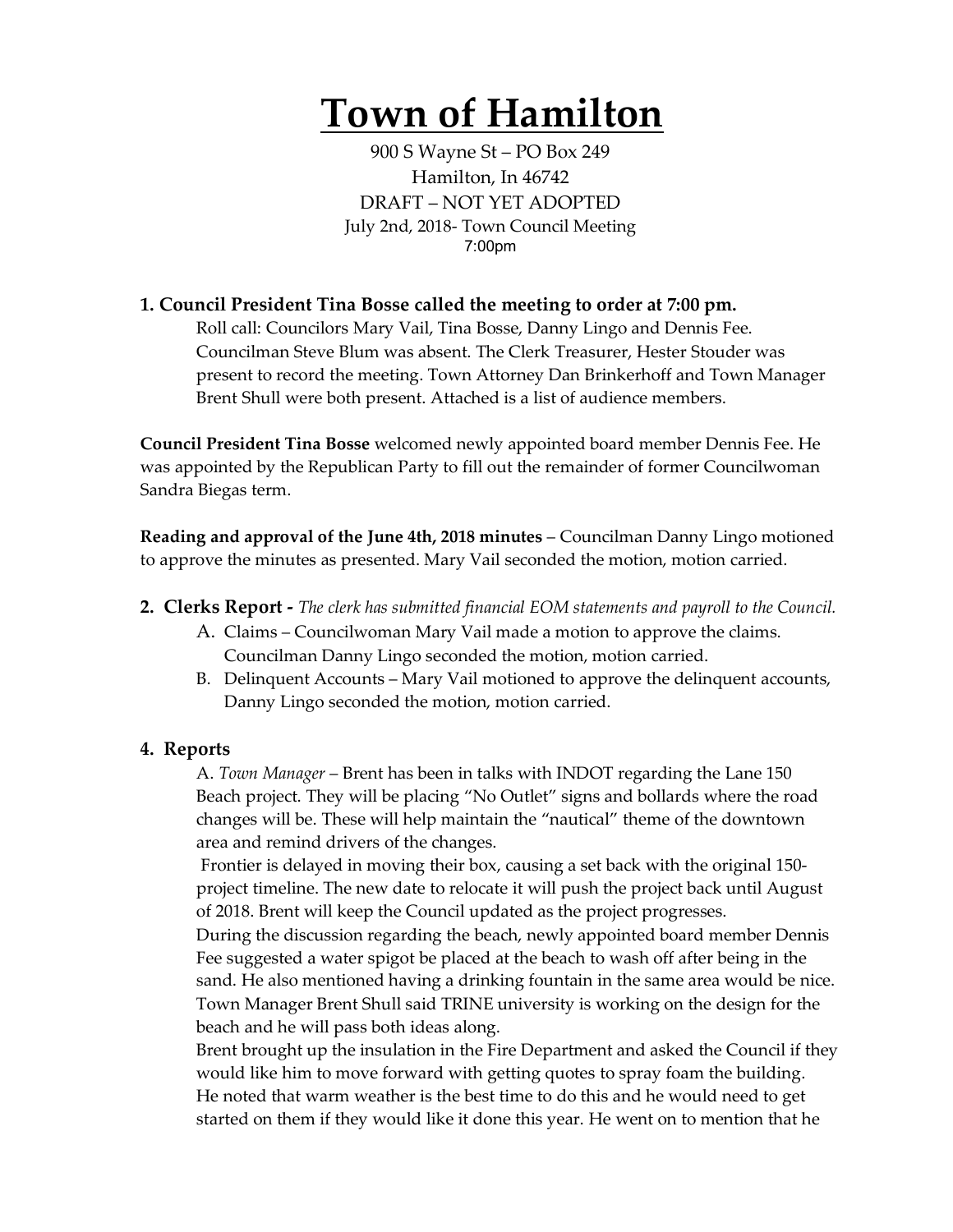# Town of Hamilton

900 S Wayne St – PO Box 249
Hamilton, In 46742
DRAFT – NOT YET ADOPTED
July 2nd, 2018- Town Council Meeting
7:00pm

## 1. Council President Tina Bosse called the meeting to order at 7:00 pm.

Roll call: Councilors Mary Vail, Tina Bosse, Danny Lingo and Dennis Fee. Councilman Steve Blum was absent. The Clerk Treasurer, Hester Stouder was present to record the meeting. Town Attorney Dan Brinkerhoff and Town Manager Brent Shull were both present. Attached is a list of audience members.

**Council President Tina Bosse** welcomed newly appointed board member Dennis Fee. He was appointed by the Republican Party to fill out the remainder of former Councilwoman Sandra Biegas term.

**Reading and approval of the June 4th, 2018 minutes** – Councilman Danny Lingo motioned to approve the minutes as presented. Mary Vail seconded the motion, motion carried.

## 2. Clerks Report - *The clerk has submitted financial EOM statements and payroll to the Council.*

A. Claims – Councilwoman Mary Vail made a motion to approve the claims. Councilman Danny Lingo seconded the motion, motion carried.

B. Delinquent Accounts – Mary Vail motioned to approve the delinquent accounts, Danny Lingo seconded the motion, motion carried.

## 4. Reports

A. *Town Manager* – Brent has been in talks with INDOT regarding the Lane 150 Beach project. They will be placing "No Outlet" signs and bollards where the road changes will be. These will help maintain the "nautical" theme of the downtown area and remind drivers of the changes.

Frontier is delayed in moving their box, causing a set back with the original 150-project timeline. The new date to relocate it will push the project back until August of 2018. Brent will keep the Council updated as the project progresses.

During the discussion regarding the beach, newly appointed board member Dennis Fee suggested a water spigot be placed at the beach to wash off after being in the sand. He also mentioned having a drinking fountain in the same area would be nice. Town Manager Brent Shull said TRINE university is working on the design for the beach and he will pass both ideas along.

Brent brought up the insulation in the Fire Department and asked the Council if they would like him to move forward with getting quotes to spray foam the building. He noted that warm weather is the best time to do this and he would need to get started on them if they would like it done this year. He went on to mention that he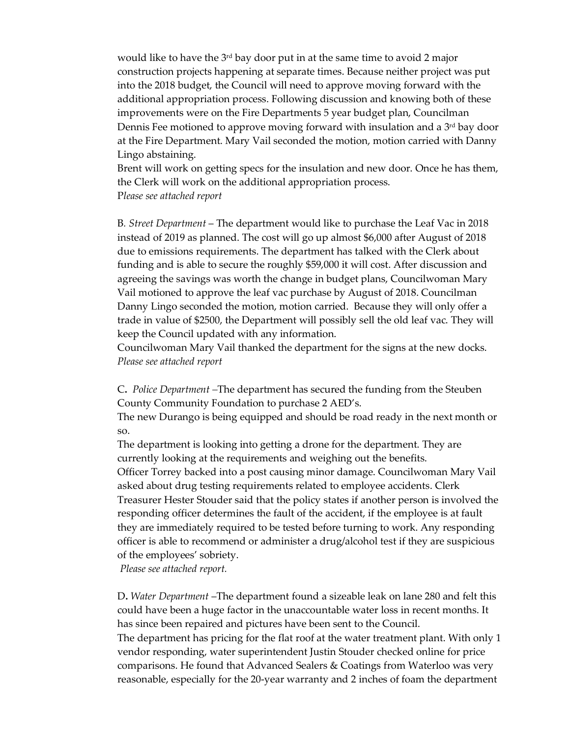would like to have the 3rd bay door put in at the same time to avoid 2 major construction projects happening at separate times. Because neither project was put into the 2018 budget, the Council will need to approve moving forward with the additional appropriation process. Following discussion and knowing both of these improvements were on the Fire Departments 5 year budget plan, Councilman Dennis Fee motioned to approve moving forward with insulation and a 3rd bay door at the Fire Department. Mary Vail seconded the motion, motion carried with Danny Lingo abstaining.
Brent will work on getting specs for the insulation and new door. Once he has them, the Clerk will work on the additional appropriation process.
P*lease see attached report*

B*. Street Department* – The department would like to purchase the Leaf Vac in 2018 instead of 2019 as planned. The cost will go up almost $6,000 after August of 2018 due to emissions requirements. The department has talked with the Clerk about funding and is able to secure the roughly $59,000 it will cost. After discussion and agreeing the savings was worth the change in budget plans, Councilwoman Mary Vail motioned to approve the leaf vac purchase by August of 2018. Councilman Danny Lingo seconded the motion, motion carried. Because they will only offer a trade in value of $2500, the Department will possibly sell the old leaf vac. They will keep the Council updated with any information.
Councilwoman Mary Vail thanked the department for the signs at the new docks.
*Please see attached report*

C**.** *Police Department* –The department has secured the funding from the Steuben County Community Foundation to purchase 2 AED's.
The new Durango is being equipped and should be road ready in the next month or so.
The department is looking into getting a drone for the department. They are currently looking at the requirements and weighing out the benefits.
Officer Torrey backed into a post causing minor damage. Councilwoman Mary Vail asked about drug testing requirements related to employee accidents. Clerk Treasurer Hester Stouder said that the policy states if another person is involved the responding officer determines the fault of the accident, if the employee is at fault they are immediately required to be tested before turning to work. Any responding officer is able to recommend or administer a drug/alcohol test if they are suspicious of the employees' sobriety.
*Please see attached report.*

D**.** *Water Department* –The department found a sizeable leak on lane 280 and felt this could have been a huge factor in the unaccountable water loss in recent months. It has since been repaired and pictures have been sent to the Council.
The department has pricing for the flat roof at the water treatment plant. With only 1 vendor responding, water superintendent Justin Stouder checked online for price comparisons. He found that Advanced Sealers & Coatings from Waterloo was very reasonable, especially for the 20-year warranty and 2 inches of foam the department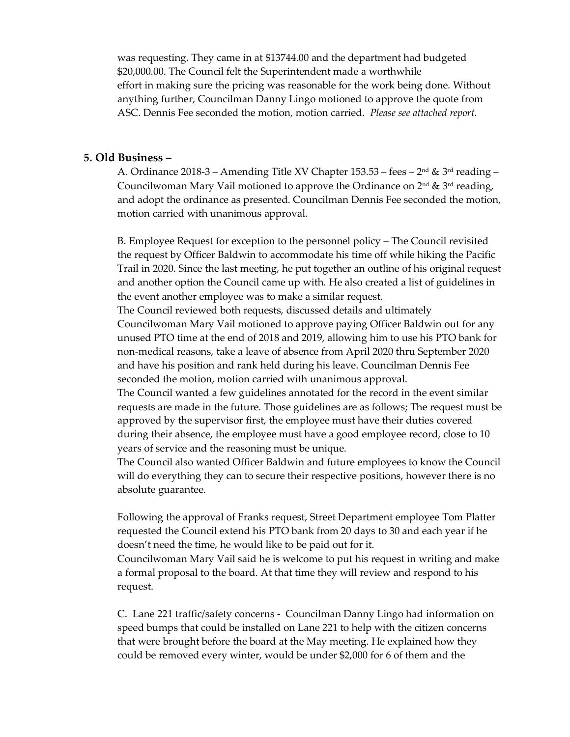was requesting. They came in at $13744.00 and the department had budgeted $20,000.00. The Council felt the Superintendent made a worthwhile effort in making sure the pricing was reasonable for the work being done. Without anything further, Councilman Danny Lingo motioned to approve the quote from ASC. Dennis Fee seconded the motion, motion carried. *Please see attached report.*

## 5. Old Business –

A. Ordinance 2018-3 – Amending Title XV Chapter 153.53 – fees – 2nd & 3rd reading – Councilwoman Mary Vail motioned to approve the Ordinance on 2nd & 3rd reading, and adopt the ordinance as presented. Councilman Dennis Fee seconded the motion, motion carried with unanimous approval.

B. Employee Request for exception to the personnel policy – The Council revisited the request by Officer Baldwin to accommodate his time off while hiking the Pacific Trail in 2020. Since the last meeting, he put together an outline of his original request and another option the Council came up with. He also created a list of guidelines in the event another employee was to make a similar request.
The Council reviewed both requests, discussed details and ultimately Councilwoman Mary Vail motioned to approve paying Officer Baldwin out for any unused PTO time at the end of 2018 and 2019, allowing him to use his PTO bank for non-medical reasons, take a leave of absence from April 2020 thru September 2020 and have his position and rank held during his leave. Councilman Dennis Fee seconded the motion, motion carried with unanimous approval.
The Council wanted a few guidelines annotated for the record in the event similar requests are made in the future. Those guidelines are as follows; The request must be approved by the supervisor first, the employee must have their duties covered during their absence, the employee must have a good employee record, close to 10 years of service and the reasoning must be unique.
The Council also wanted Officer Baldwin and future employees to know the Council will do everything they can to secure their respective positions, however there is no absolute guarantee.

Following the approval of Franks request, Street Department employee Tom Platter requested the Council extend his PTO bank from 20 days to 30 and each year if he doesn't need the time, he would like to be paid out for it.
Councilwoman Mary Vail said he is welcome to put his request in writing and make a formal proposal to the board. At that time they will review and respond to his request.

C. Lane 221 traffic/safety concerns - Councilman Danny Lingo had information on speed bumps that could be installed on Lane 221 to help with the citizen concerns that were brought before the board at the May meeting. He explained how they could be removed every winter, would be under $2,000 for 6 of them and the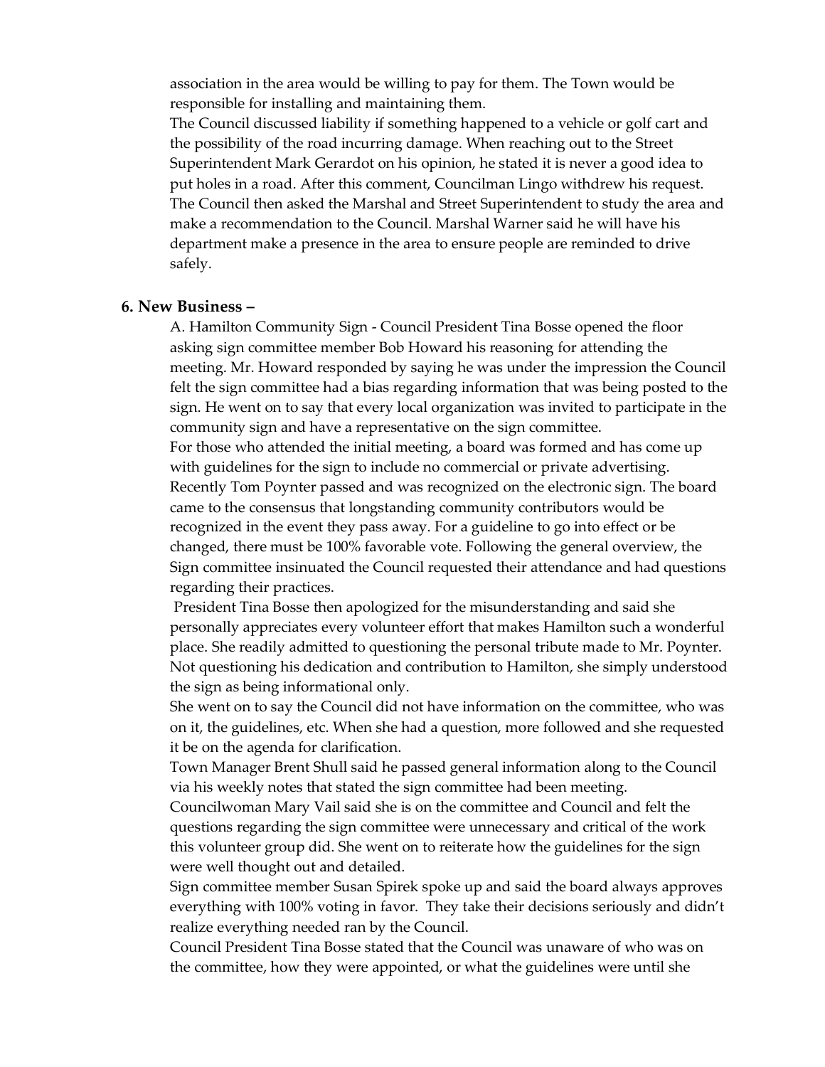association in the area would be willing to pay for them. The Town would be responsible for installing and maintaining them.

The Council discussed liability if something happened to a vehicle or golf cart and the possibility of the road incurring damage. When reaching out to the Street Superintendent Mark Gerardot on his opinion, he stated it is never a good idea to put holes in a road. After this comment, Councilman Lingo withdrew his request. The Council then asked the Marshal and Street Superintendent to study the area and make a recommendation to the Council. Marshal Warner said he will have his department make a presence in the area to ensure people are reminded to drive safely.

### 6. New Business –

A. Hamilton Community Sign - Council President Tina Bosse opened the floor asking sign committee member Bob Howard his reasoning for attending the meeting. Mr. Howard responded by saying he was under the impression the Council felt the sign committee had a bias regarding information that was being posted to the sign. He went on to say that every local organization was invited to participate in the community sign and have a representative on the sign committee.

For those who attended the initial meeting, a board was formed and has come up with guidelines for the sign to include no commercial or private advertising. Recently Tom Poynter passed and was recognized on the electronic sign. The board came to the consensus that longstanding community contributors would be recognized in the event they pass away. For a guideline to go into effect or be changed, there must be 100% favorable vote. Following the general overview, the Sign committee insinuated the Council requested their attendance and had questions regarding their practices.

President Tina Bosse then apologized for the misunderstanding and said she personally appreciates every volunteer effort that makes Hamilton such a wonderful place. She readily admitted to questioning the personal tribute made to Mr. Poynter. Not questioning his dedication and contribution to Hamilton, she simply understood the sign as being informational only.

She went on to say the Council did not have information on the committee, who was on it, the guidelines, etc. When she had a question, more followed and she requested it be on the agenda for clarification.

Town Manager Brent Shull said he passed general information along to the Council via his weekly notes that stated the sign committee had been meeting.

Councilwoman Mary Vail said she is on the committee and Council and felt the questions regarding the sign committee were unnecessary and critical of the work this volunteer group did. She went on to reiterate how the guidelines for the sign were well thought out and detailed.

Sign committee member Susan Spirek spoke up and said the board always approves everything with 100% voting in favor. They take their decisions seriously and didn't realize everything needed ran by the Council.

Council President Tina Bosse stated that the Council was unaware of who was on the committee, how they were appointed, or what the guidelines were until she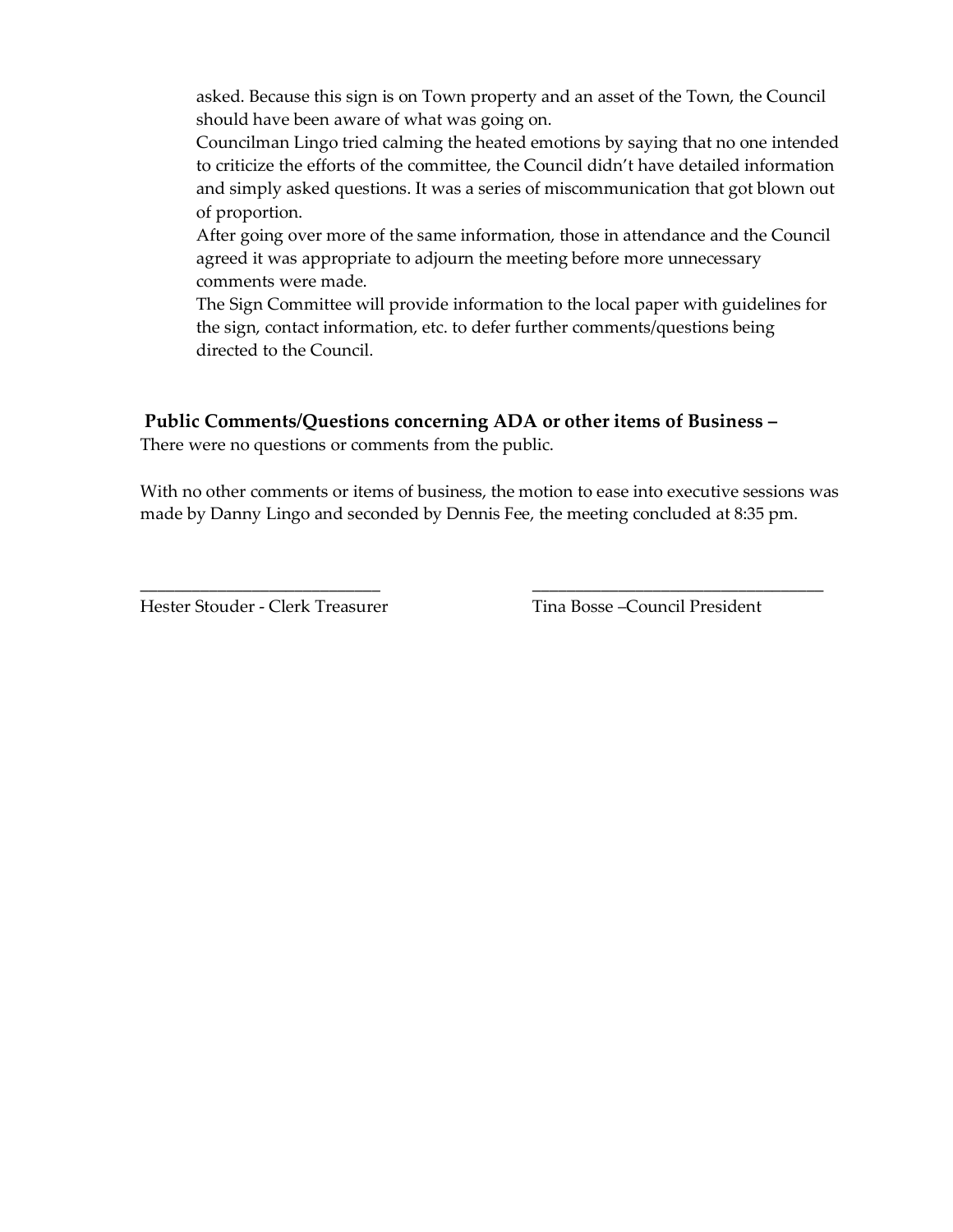asked. Because this sign is on Town property and an asset of the Town, the Council should have been aware of what was going on.

Councilman Lingo tried calming the heated emotions by saying that no one intended to criticize the efforts of the committee, the Council didn't have detailed information and simply asked questions. It was a series of miscommunication that got blown out of proportion.

After going over more of the same information, those in attendance and the Council agreed it was appropriate to adjourn the meeting before more unnecessary comments were made.

The Sign Committee will provide information to the local paper with guidelines for the sign, contact information, etc. to defer further comments/questions being directed to the Council.

**Public Comments/Questions concerning ADA or other items of Business –**

There were no questions or comments from the public.

With no other comments or items of business, the motion to ease into executive sessions was made by Danny Lingo and seconded by Dennis Fee, the meeting concluded at 8:35 pm.

____________________________ ____________________________

Hester Stouder - Clerk Treasurer Tina Bosse –Council President